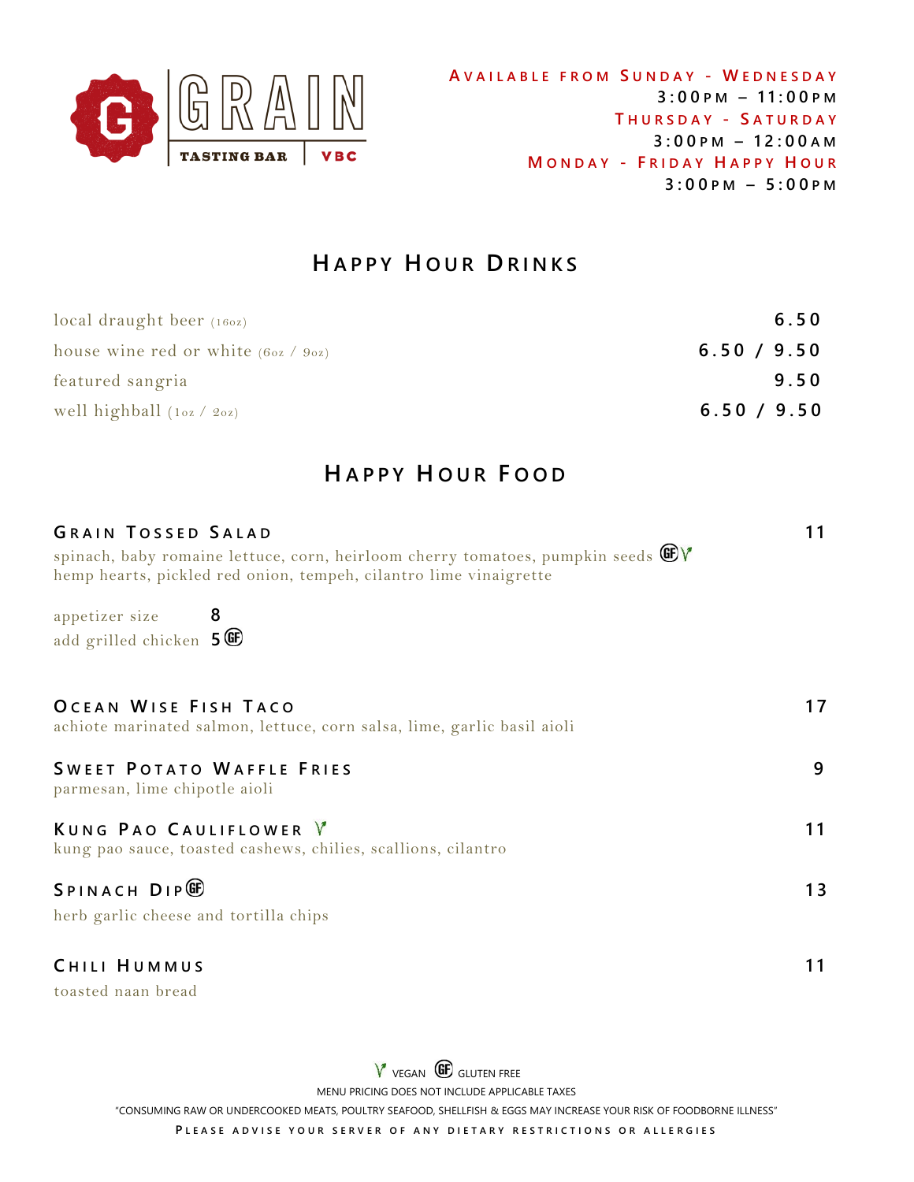# GRAIN

TASTING BAR | VBC

**AVAILABLE FROM SUNDAY - WEDNESDAY**
3:00PM – 11:00PM
**THURSDAY - SATURDAY**
3:00PM – 12:00AM
**MONDAY - FRIDAY HAPPY HOUR**
3:00PM – 5:00PM

## HAPPY HOUR DRINKS

| | |
|---|---|
| local draught beer (16oz) | 6.50 |
| house wine red or white (6oz / 9oz) | 6.50 / 9.50 |
| featured sangria | 9.50 |
| well highball (1oz / 2oz) | 6.50 / 9.50 |

## HAPPY HOUR FOOD

**GRAIN TOSSED SALAD** — 11
spinach, baby romaine lettuce, corn, heirloom cherry tomatoes, pumpkin seeds (GF) (V)
hemp hearts, pickled red onion, tempeh, cilantro lime vinaigrette

appetizer size 8
add grilled chicken 5 (GF)

**OCEAN WISE FISH TACO** — 17
achiote marinated salmon, lettuce, corn salsa, lime, garlic basil aioli

**SWEET POTATO WAFFLE FRIES** — 9
parmesan, lime chipotle aioli

**KUNG PAO CAULIFLOWER** (V) — 11
kung pao sauce, toasted cashews, chilies, scallions, cilantro

**SPINACH DIP** (GF) — 13
herb garlic cheese and tortilla chips

**CHILI HUMMUS** — 11
toasted naan bread

(V) VEGAN (GF) GLUTEN FREE

MENU PRICING DOES NOT INCLUDE APPLICABLE TAXES

"CONSUMING RAW OR UNDERCOOKED MEATS, POULTRY SEAFOOD, SHELLFISH & EGGS MAY INCREASE YOUR RISK OF FOODBORNE ILLNESS"

PLEASE ADVISE YOUR SERVER OF ANY DIETARY RESTRICTIONS OR ALLERGIES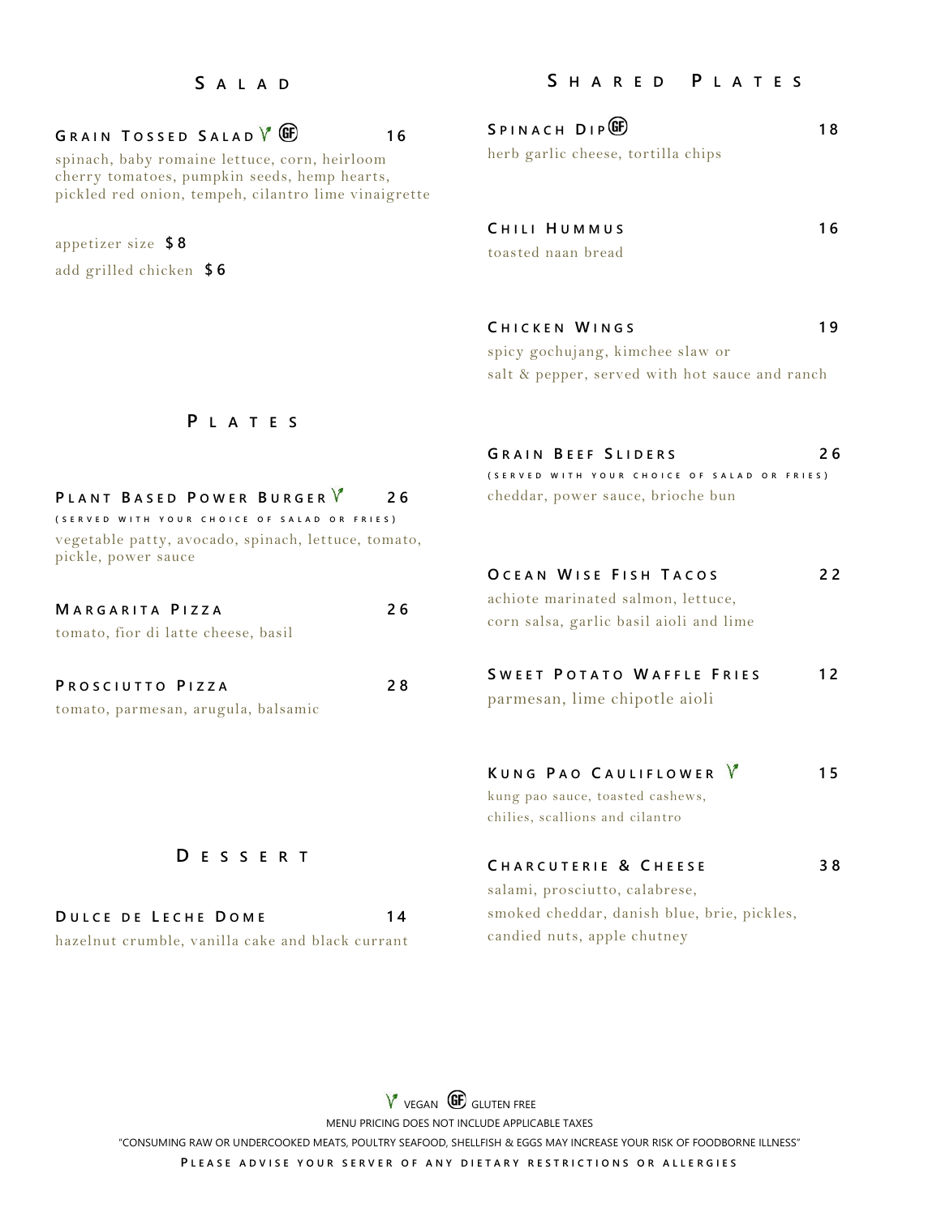## SALAD

### GRAIN TOSSED SALAD (V) (GF) — 16

spinach, baby romaine lettuce, corn, heirloom cherry tomatoes, pumpkin seeds, hemp hearts, pickled red onion, tempeh, cilantro lime vinaigrette

appetizer size **$8**

add grilled chicken **$6**

## PLATES

### PLANT BASED POWER BURGER (V) — 26

(SERVED WITH YOUR CHOICE OF SALAD OR FRIES)

vegetable patty, avocado, spinach, lettuce, tomato, pickle, power sauce

### MARGARITA PIZZA — 26

tomato, fior di latte cheese, basil

### PROSCIUTTO PIZZA — 28

tomato, parmesan, arugula, balsamic

## DESSERT

### DULCE DE LECHE DOME — 14

hazelnut crumble, vanilla cake and black currant

## SHARED PLATES

### SPINACH DIP (GF) — 18

herb garlic cheese, tortilla chips

### CHILI HUMMUS — 16

toasted naan bread

### CHICKEN WINGS — 19

spicy gochujang, kimchee slaw or salt & pepper, served with hot sauce and ranch

### GRAIN BEEF SLIDERS — 26

(SERVED WITH YOUR CHOICE OF SALAD OR FRIES)

cheddar, power sauce, brioche bun

### OCEAN WISE FISH TACOS — 22

achiote marinated salmon, lettuce, corn salsa, garlic basil aioli and lime

### SWEET POTATO WAFFLE FRIES — 12

parmesan, lime chipotle aioli

### KUNG PAO CAULIFLOWER (V) — 15

kung pao sauce, toasted cashews, chilies, scallions and cilantro

### CHARCUTERIE & CHEESE — 38

salami, prosciutto, calabrese, smoked cheddar, danish blue, brie, pickles, candied nuts, apple chutney

---

(V) VEGAN (GF) GLUTEN FREE

MENU PRICING DOES NOT INCLUDE APPLICABLE TAXES

"CONSUMING RAW OR UNDERCOOKED MEATS, POULTRY SEAFOOD, SHELLFISH & EGGS MAY INCREASE YOUR RISK OF FOODBORNE ILLNESS"

PLEASE ADVISE YOUR SERVER OF ANY DIETARY RESTRICTIONS OR ALLERGIES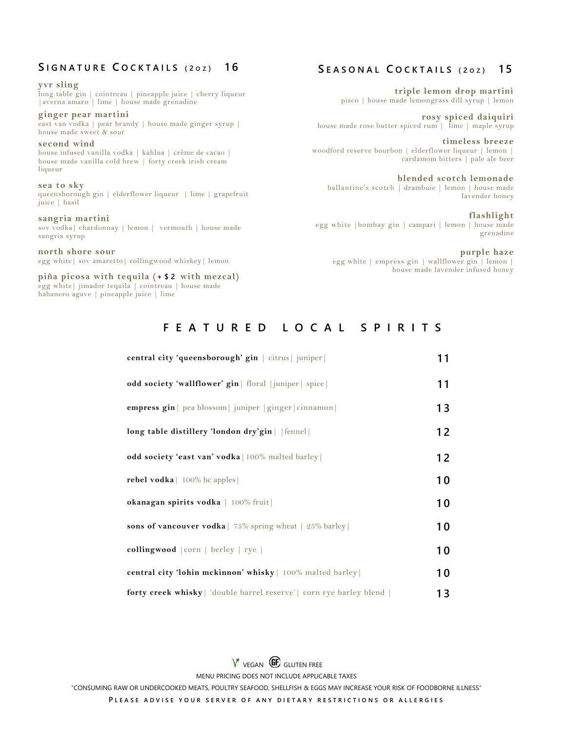## Signature Cocktails (2oz) 16

**yvr sling**
long table gin | cointreau | pineapple juice | cherry liqueur |averna amaro | lime | house made grenadine

**ginger pear martini**
east van vodka | pear brandy | house made ginger syrup | house made sweet & sour

**second wind**
house infused vanilla vodka | kahlua | crème de cacao | house made vanilla cold brew | forty creek irish cream liqueur

**sea to sky**
queensborough gin | elderflower liqueur | lime | grapefruit juice | basil

**sangria martini**
sov vodka| chardonnay | lemon | vermouth | house made sangria syrup

**north shore sour**
egg white| sov amaretto| collingwood whiskey| lemon

**piña picosa with tequila (+ $2 with mezcal)**
egg white| jimador tequila | cointreau | house made habanero agave | pineapple juice | lime

## Seasonal Cocktails (2oz) 15

**triple lemon drop martini**
pisco | house made lemongrass dill syrup | lemon

**rosy spiced daiquiri**
house made rose butter spiced rum | lime | maple syrup

**timeless breeze**
woodford reserve bourbon | elderflower liqueur | lemon | cardamom bitters | pale ale beer

**blended scotch lemonade**
ballantine's scotch | drambuie | lemon | house made lavender honey

**flashlight**
egg white |bombay gin | campari | lemon | house made grenadine

**purple haze**
egg white | empress gin | wallflower gin | lemon | house made lavender infused honey

## Featured Local Spirits

| | |
|---|---|
| **central city 'queensborough' gin** \| citrus\| juniper\| | 11 |
| **odd society 'wallflower' gin**\| floral \|juniper\| spice\| | 11 |
| **empress gin**\| pea blossom\| juniper \|ginger\|cinnamon\| | 13 |
| **long table distillery 'london dry'gin**\| \|fennel\| | 12 |
| **odd society 'east van' vodka**\|100% malted barley\| | 12 |
| **rebel vodka**\| 100% bc apples\| | 10 |
| **okanagan spirits vodka** \| 100% fruit\| | 10 |
| **sons of vancouver vodka**\| 75% spring wheat \| 25% barley\| | 10 |
| **collingwood** \|corn \| berley \| rye \| | 10 |
| **central city 'lohin mckinnon' whisky**\| 100% malted barley\| | 10 |
| **forty creek whisky**\| 'double barrel reserve'\| corn rye barley blend \| | 13 |

V VEGAN GF GLUTEN FREE

MENU PRICING DOES NOT INCLUDE APPLICABLE TAXES

"CONSUMING RAW OR UNDERCOOKED MEATS, POULTRY SEAFOOD, SHELLFISH & EGGS MAY INCREASE YOUR RISK OF FOODBORNE ILLNESS"

PLEASE ADVISE YOUR SERVER OF ANY DIETARY RESTRICTIONS OR ALLERGIES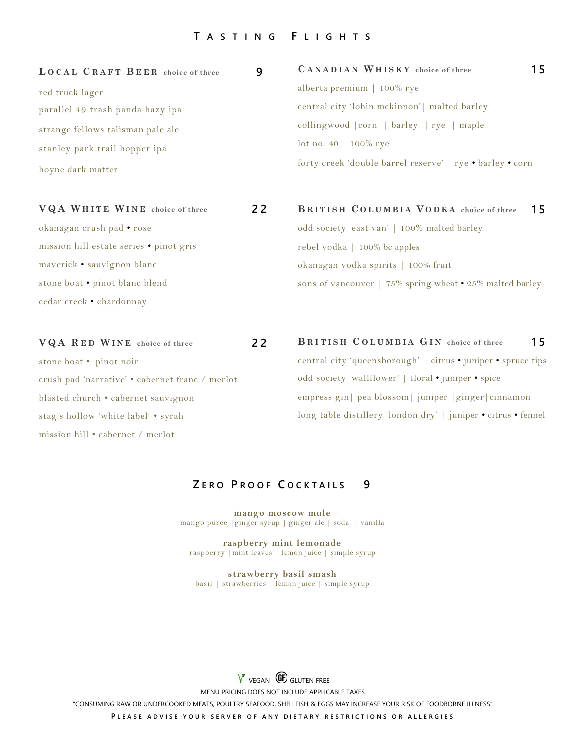# Tasting Flights

## Local Craft Beer choice of three — 9

red truck lager

parallel 49 trash panda hazy ipa

strange fellows talisman pale ale

stanley park trail hopper ipa

hoyne dark matter

## VQA White Wine choice of three — 22

okanagan crush pad • rose

mission hill estate series • pinot gris

maverick • sauvignon blanc

stone boat • pinot blanc blend

cedar creek • chardonnay

## VQA Red Wine choice of three — 22

stone boat • pinot noir

crush pad 'narrative' • cabernet franc / merlot

blasted church • cabernet sauvignon

stag's hollow 'white label' • syrah

mission hill • cabernet / merlot

## Canadian Whisky choice of three — 15

alberta premium | 100% rye

central city 'lohin mckinnon'| malted barley

collingwood |corn | barley | rye | maple

lot no. 40 | 100% rye

forty creek 'double barrel reserve' | rye • barley • corn

## British Columbia Vodka choice of three — 15

odd society 'east van' | 100% malted barley

rebel vodka | 100% bc apples

okanagan vodka spirits | 100% fruit

sons of vancouver | 75% spring wheat • 25% malted barley

## British Columbia Gin choice of three — 15

central city 'queensborough' | citrus • juniper • spruce tips

odd society 'wallflower' | floral • juniper • spice

empress gin| pea blossom| juniper |ginger|cinnamon

long table distillery 'london dry' | juniper • citrus • fennel

# Zero Proof Cocktails 9

**mango moscow mule**
mango puree |ginger syrup | ginger ale | soda | vanilla

**raspberry mint lemonade**
raspberry |mint leaves | lemon juice | simple syrup

**strawberry basil smash**
basil | strawberries | lemon juice | simple syrup

VEGAN GF GLUTEN FREE

MENU PRICING DOES NOT INCLUDE APPLICABLE TAXES

"CONSUMING RAW OR UNDERCOOKED MEATS, POULTRY SEAFOOD, SHELLFISH & EGGS MAY INCREASE YOUR RISK OF FOODBORNE ILLNESS"

PLEASE ADVISE YOUR SERVER OF ANY DIETARY RESTRICTIONS OR ALLERGIES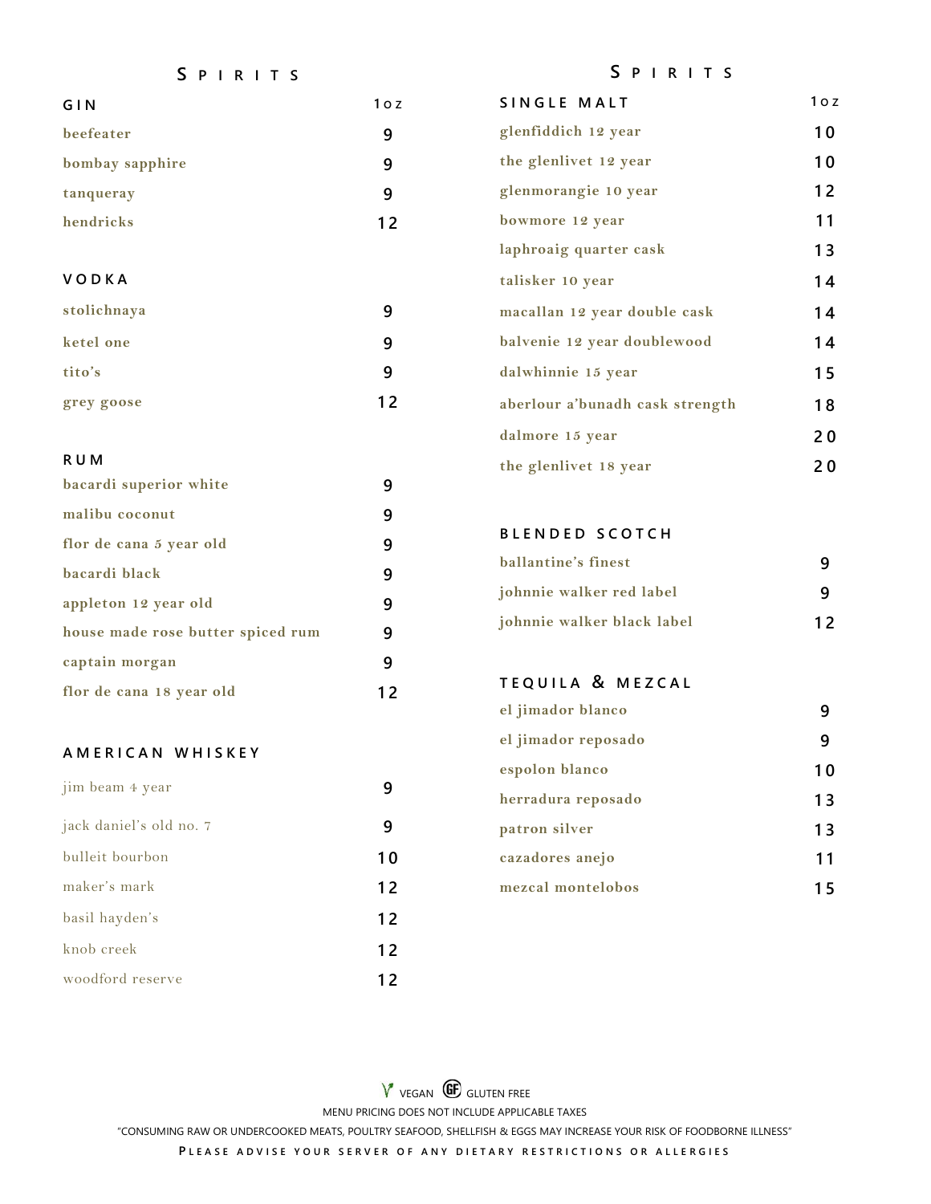## SPIRITS

| GIN | 1oz |
|---|---|
| beefeater | 9 |
| bombay sapphire | 9 |
| tanqueray | 9 |
| hendricks | 12 |

| VODKA | |
|---|---|
| stolichnaya | 9 |
| ketel one | 9 |
| tito's | 9 |
| grey goose | 12 |

| RUM | |
|---|---|
| bacardi superior white | 9 |
| malibu coconut | 9 |
| flor de cana 5 year old | 9 |
| bacardi black | 9 |
| appleton 12 year old | 9 |
| house made rose butter spiced rum | 9 |
| captain morgan | 9 |
| flor de cana 18 year old | 12 |

| AMERICAN WHISKEY | |
|---|---|
| jim beam 4 year | 9 |
| jack daniel's old no. 7 | 9 |
| bulleit bourbon | 10 |
| maker's mark | 12 |
| basil hayden's | 12 |
| knob creek | 12 |
| woodford reserve | 12 |

## SPIRITS

| SINGLE MALT | 1oz |
|---|---|
| glenfiddich 12 year | 10 |
| the glenlivet 12 year | 10 |
| glenmorangie 10 year | 12 |
| bowmore 12 year | 11 |
| laphroaig quarter cask | 13 |
| talisker 10 year | 14 |
| macallan 12 year double cask | 14 |
| balvenie 12 year doublewood | 14 |
| dalwhinnie 15 year | 15 |
| aberlour a'bunadh cask strength | 18 |
| dalmore 15 year | 20 |
| the glenlivet 18 year | 20 |

| BLENDED SCOTCH | |
|---|---|
| ballantine's finest | 9 |
| johnnie walker red label | 9 |
| johnnie walker black label | 12 |

| TEQUILA & MEZCAL | |
|---|---|
| el jimador blanco | 9 |
| el jimador reposado | 9 |
| espolon blanco | 10 |
| herradura reposado | 13 |
| patron silver | 13 |
| cazadores anejo | 11 |
| mezcal montelobos | 15 |

V VEGAN GF GLUTEN FREE

MENU PRICING DOES NOT INCLUDE APPLICABLE TAXES

"CONSUMING RAW OR UNDERCOOKED MEATS, POULTRY SEAFOOD, SHELLFISH & EGGS MAY INCREASE YOUR RISK OF FOODBORNE ILLNESS"

PLEASE ADVISE YOUR SERVER OF ANY DIETARY RESTRICTIONS OR ALLERGIES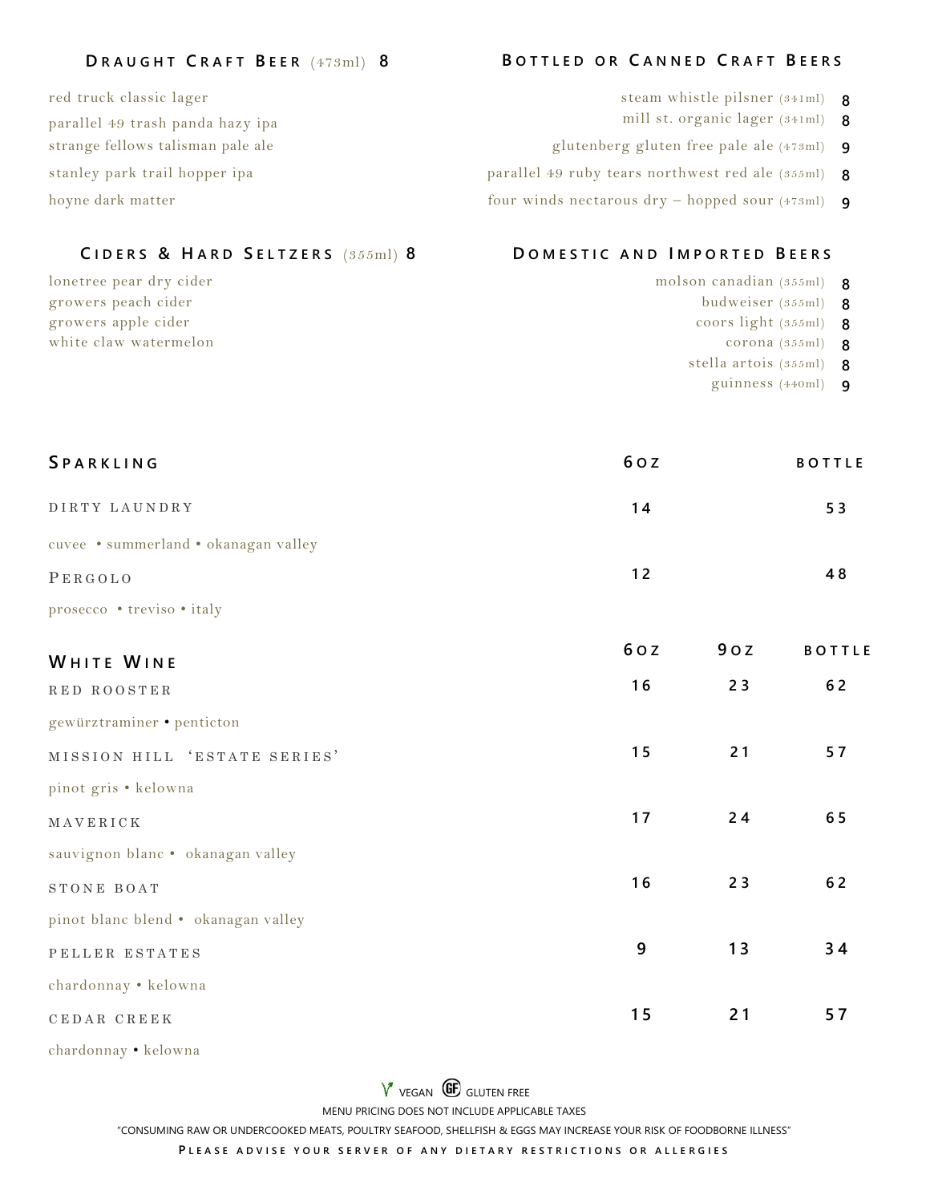## Draught Craft Beer (473ml) 8

- red truck classic lager
- parallel 49 trash panda hazy ipa
- strange fellows talisman pale ale
- stanley park trail hopper ipa
- hoyne dark matter

## Bottled or Canned Craft Beers

| | |
|---|---|
| steam whistle pilsner (341ml) | 8 |
| mill st. organic lager (341ml) | 8 |
| glutenberg gluten free pale ale (473ml) | 9 |
| parallel 49 ruby tears northwest red ale (355ml) | 8 |
| four winds nectarous dry – hopped sour (473ml) | 9 |

## Ciders & Hard Seltzers (355ml) 8

- lonetree pear dry cider
- growers peach cider
- growers apple cider
- white claw watermelon

## Domestic and Imported Beers

| | |
|---|---|
| molson canadian (355ml) | 8 |
| budweiser (355ml) | 8 |
| coors light (355ml) | 8 |
| corona (355ml) | 8 |
| stella artois (355ml) | 8 |
| guinness (440ml) | 9 |

## Sparkling

| | 6oz | bottle |
|---|---|---|
| DIRTY LAUNDRY<br>cuvee • summerland • okanagan valley | 14 | 53 |
| PERGOLO<br>prosecco • treviso • italy | 12 | 48 |

## White Wine

| | 6oz | 9oz | bottle |
|---|---|---|---|
| RED ROOSTER<br>gewürztraminer • penticton | 16 | 23 | 62 |
| MISSION HILL 'ESTATE SERIES'<br>pinot gris • kelowna | 15 | 21 | 57 |
| MAVERICK<br>sauvignon blanc • okanagan valley | 17 | 24 | 65 |
| STONE BOAT<br>pinot blanc blend • okanagan valley | 16 | 23 | 62 |
| PELLER ESTATES<br>chardonnay • kelowna | 9 | 13 | 34 |
| CEDAR CREEK<br>chardonnay • kelowna | 15 | 21 | 57 |

V VEGAN GF GLUTEN FREE

MENU PRICING DOES NOT INCLUDE APPLICABLE TAXES

"CONSUMING RAW OR UNDERCOOKED MEATS, POULTRY SEAFOOD, SHELLFISH & EGGS MAY INCREASE YOUR RISK OF FOODBORNE ILLNESS"

PLEASE ADVISE YOUR SERVER OF ANY DIETARY RESTRICTIONS OR ALLERGIES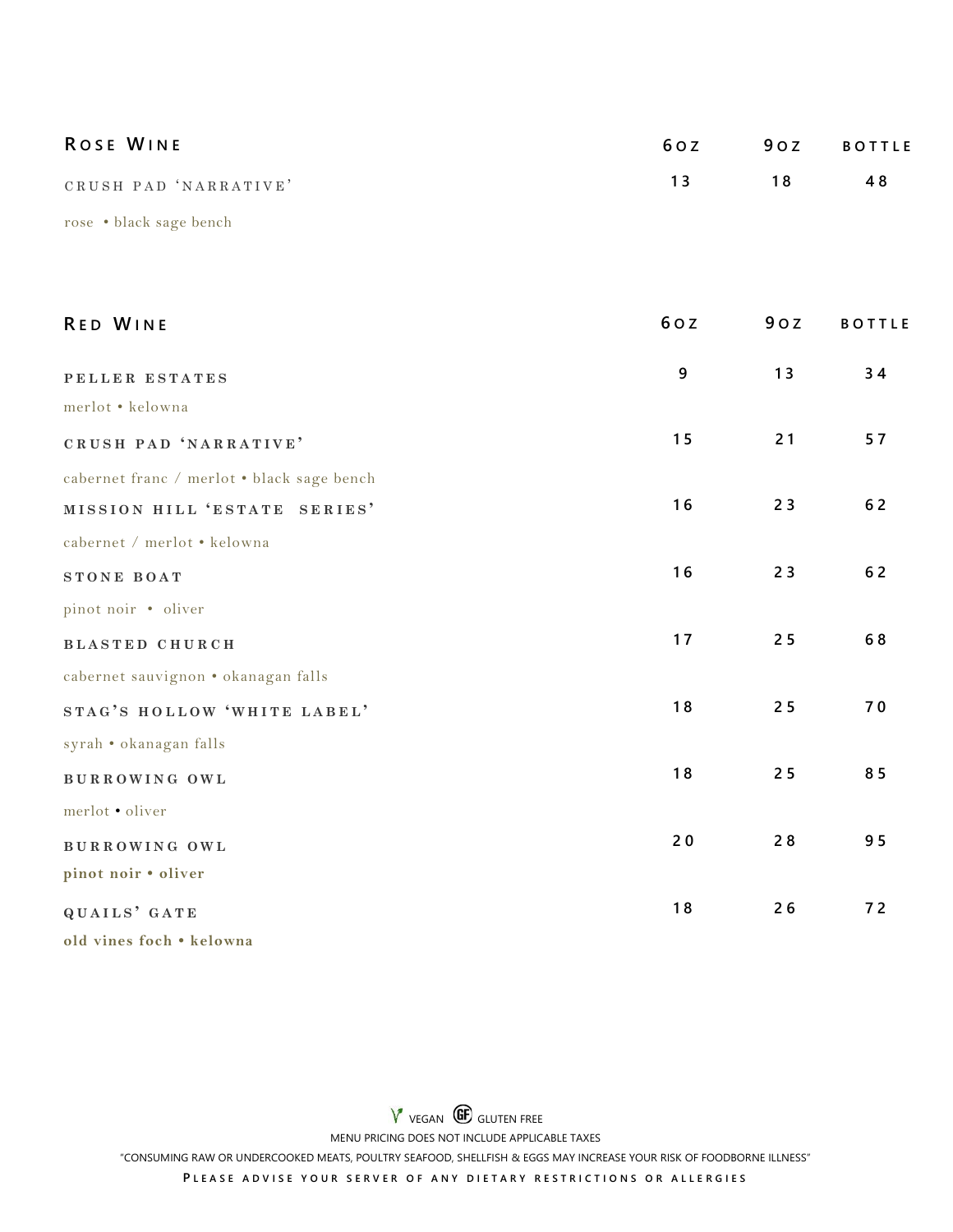## Rose Wine

| | 6oz | 9oz | Bottle |
|---|---|---|---|
| CRUSH PAD 'NARRATIVE'<br>rose • black sage bench | 13 | 18 | 48 |

## Red Wine

| | 6oz | 9oz | Bottle |
|---|---|---|---|
| **PELLER ESTATES**<br>merlot • kelowna | 9 | 13 | 34 |
| **CRUSH PAD 'NARRATIVE'**<br>cabernet franc / merlot • black sage bench | 15 | 21 | 57 |
| **MISSION HILL 'ESTATE SERIES'**<br>cabernet / merlot • kelowna | 16 | 23 | 62 |
| **STONE BOAT**<br>pinot noir • oliver | 16 | 23 | 62 |
| **BLASTED CHURCH**<br>cabernet sauvignon • okanagan falls | 17 | 25 | 68 |
| **STAG'S HOLLOW 'WHITE LABEL'**<br>syrah • okanagan falls | 18 | 25 | 70 |
| **BURROWING OWL**<br>merlot • oliver | 18 | 25 | 85 |
| **BURROWING OWL**<br>**pinot noir • oliver** | 20 | 28 | 95 |
| **QUAILS' GATE**<br>**old vines foch • kelowna** | 18 | 26 | 72 |

VEGAN   GF GLUTEN FREE

MENU PRICING DOES NOT INCLUDE APPLICABLE TAXES

"CONSUMING RAW OR UNDERCOOKED MEATS, POULTRY SEAFOOD, SHELLFISH & EGGS MAY INCREASE YOUR RISK OF FOODBORNE ILLNESS"

PLEASE ADVISE YOUR SERVER OF ANY DIETARY RESTRICTIONS OR ALLERGIES